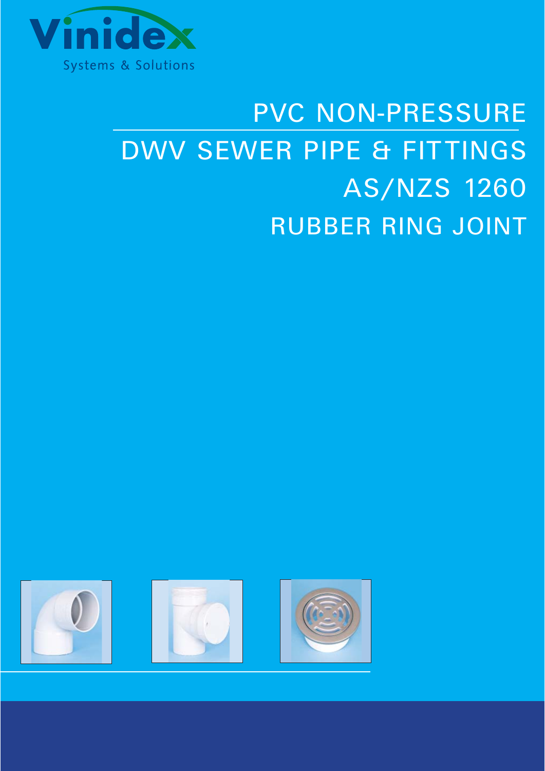Vinidex

Systems & Solutions

# PVC NON-PRESSURE

# DWV SEWER PIPE & FITTINGS

# AS/NZS 1260

# RUBBER RING JOINT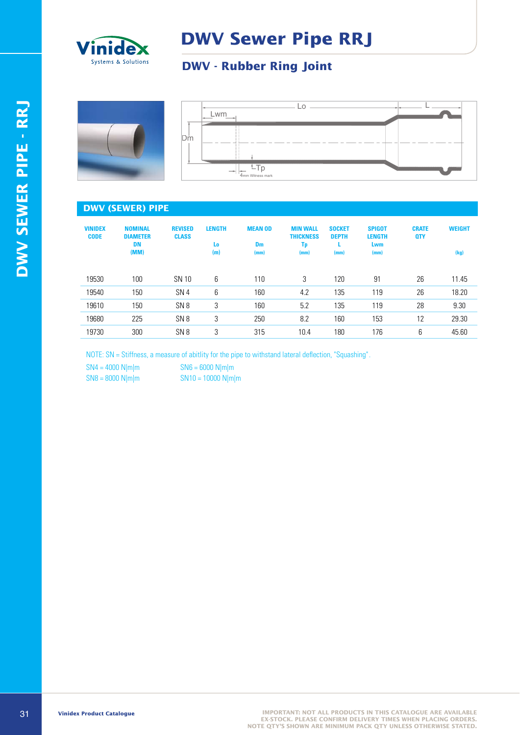# DWV Sewer Pipe RRJ

## DWV - Rubber Ring Joint

Lo L Lwm Dm Tp 4mm Witness mark

### DWV (SEWER) PIPE

| VINIDEX CODE | NOMINAL DIAMETER DN (MM) | REVISED CLASS | LENGTH Lo (m) | MEAN OD Dm (mm) | MIN WALL THICKNESS Tp (mm) | SOCKET DEPTH L (mm) | SPIGOT LENGTH Lwm (mm) | CRATE QTY | WEIGHT (kg) |
|---|---|---|---|---|---|---|---|---|---|
| 19530 | 100 | SN 10 | 6 | 110 | 3 | 120 | 91 | 26 | 11.45 |
| 19540 | 150 | SN 4 | 6 | 160 | 4.2 | 135 | 119 | 26 | 18.20 |
| 19610 | 150 | SN 8 | 3 | 160 | 5.2 | 135 | 119 | 28 | 9.30 |
| 19680 | 225 | SN 8 | 3 | 250 | 8.2 | 160 | 153 | 12 | 29.30 |
| 19730 | 300 | SN 8 | 3 | 315 | 10.4 | 180 | 176 | 6 | 45.60 |

NOTE: SN = Stiffness, a measure of abitlity for the pipe to withstand lateral deflection, "Squashing".

SN4 = 4000 N|m|m    SN6 = 6000 N|m|m

SN8 = 8000 N|m|m    SN10 = 10000 N|m|m

IMPORTANT: NOT ALL PRODUCTS IN THIS CATALOGUE ARE AVAILABLE EX-STOCK. PLEASE CONFIRM DELIVERY TIMES WHEN PLACING ORDERS. NOTE QTY'S SHOWN ARE MINIMUM PACK QTY UNLESS OTHERWISE STATED.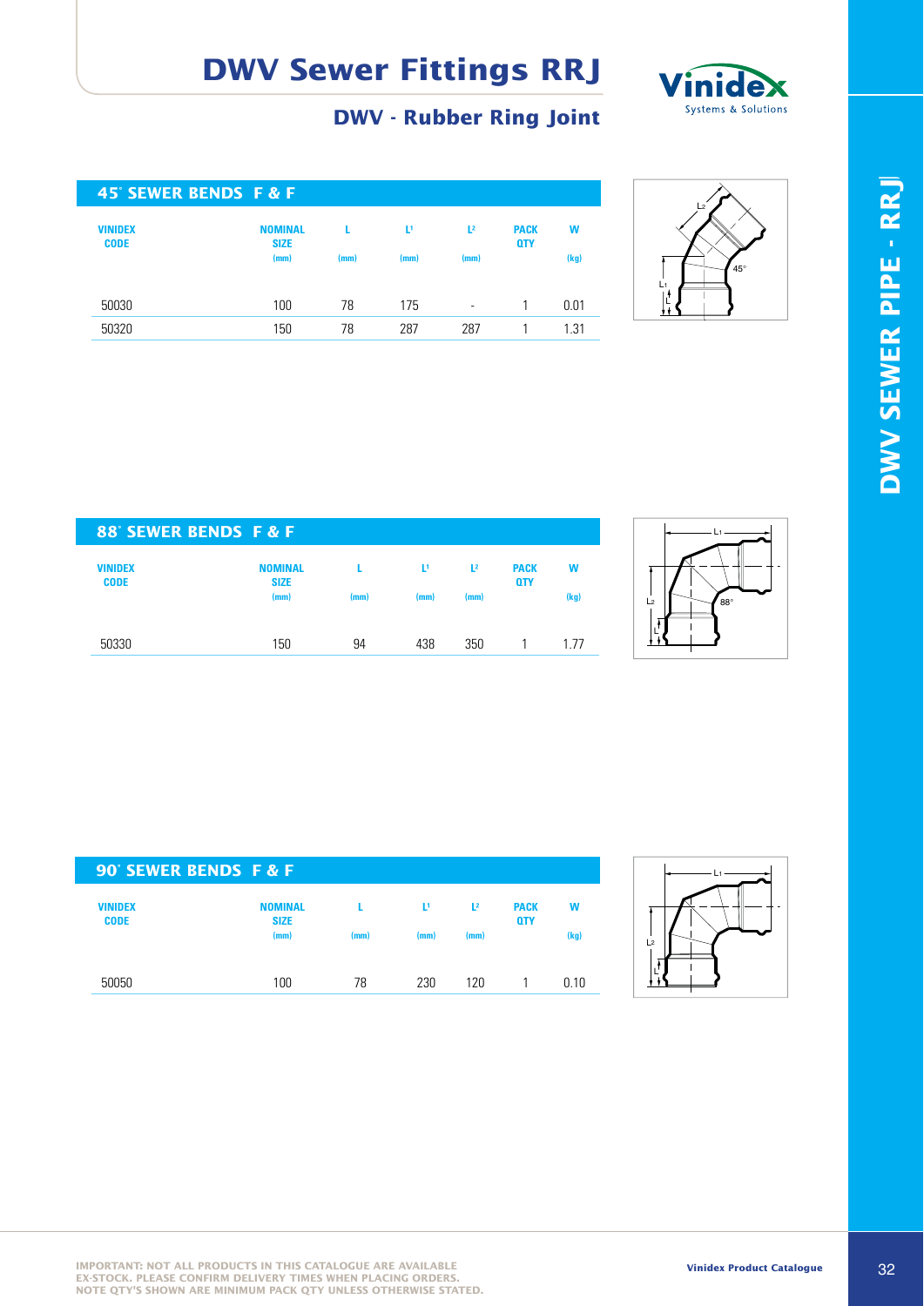# DWV Sewer Fittings RRJ

## DWV - Rubber Ring Joint

### 45° SEWER BENDS F & F

| VINIDEX CODE | NOMINAL SIZE (mm) | L (mm) | L¹ (mm) | L² (mm) | PACK QTY | W (kg) |
|---|---|---|---|---|---|---|
| 50030 | 100 | 78 | 175 | - | 1 | 0.01 |
| 50320 | 150 | 78 | 287 | 287 | 1 | 1.31 |

### 88° SEWER BENDS F & F

| VINIDEX CODE | NOMINAL SIZE (mm) | L (mm) | L¹ (mm) | L² (mm) | PACK QTY | W (kg) |
|---|---|---|---|---|---|---|
| 50330 | 150 | 94 | 438 | 350 | 1 | 1.77 |

### 90° SEWER BENDS F & F

| VINIDEX CODE | NOMINAL SIZE (mm) | L (mm) | L¹ (mm) | L² (mm) | PACK QTY | W (kg) |
|---|---|---|---|---|---|---|
| 50050 | 100 | 78 | 230 | 120 | 1 | 0.10 |

IMPORTANT: NOT ALL PRODUCTS IN THIS CATALOGUE ARE AVAILABLE EX-STOCK. PLEASE CONFIRM DELIVERY TIMES WHEN PLACING ORDERS. NOTE QTY'S SHOWN ARE MINIMUM PACK QTY UNLESS OTHERWISE STATED.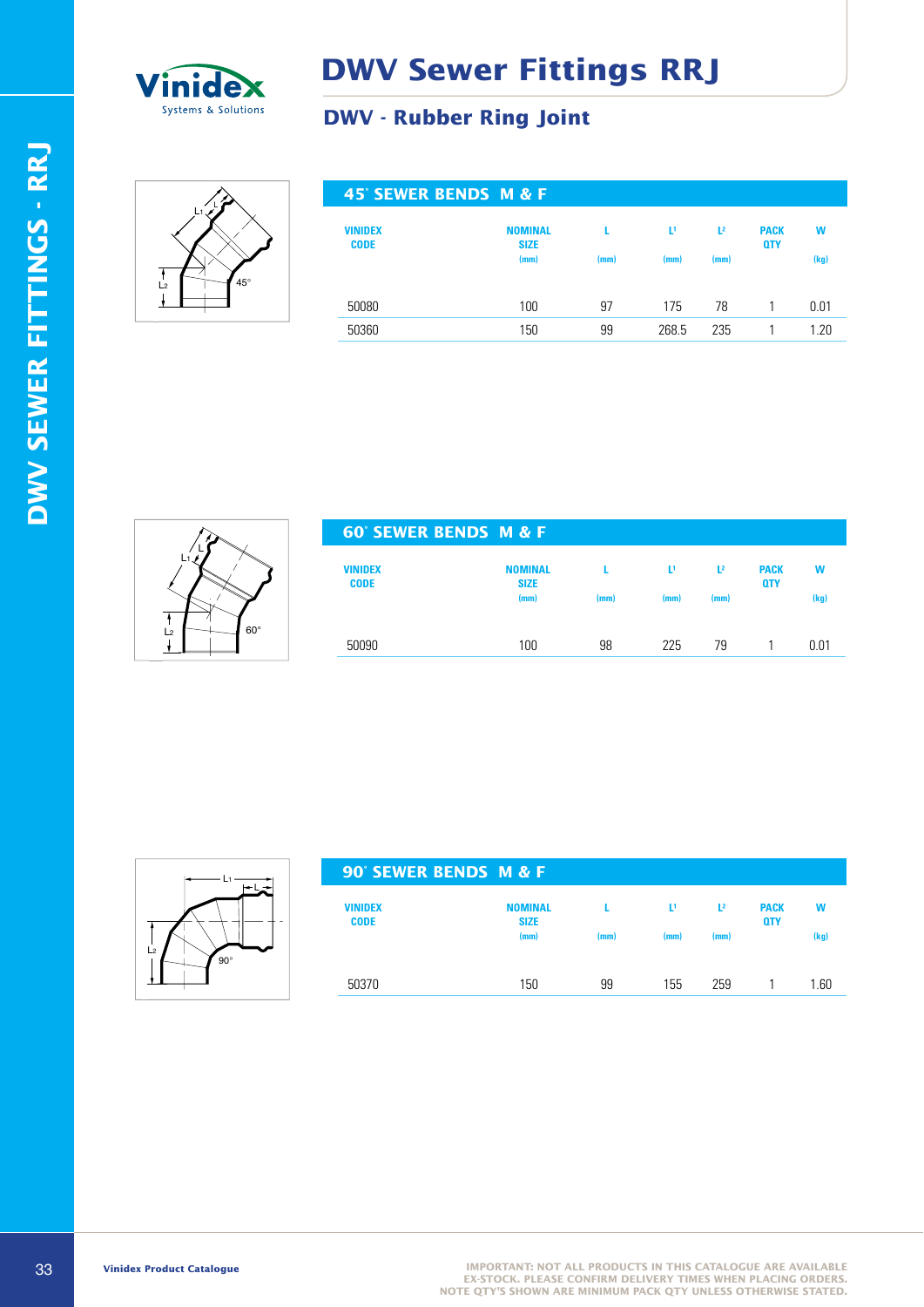# DWV Sewer Fittings RRJ

## DWV - Rubber Ring Joint

DWV SEWER FITTINGS - RRJ

### 45° SEWER BENDS M & F

| VINIDEX CODE | NOMINAL SIZE (mm) | L (mm) | $L^1$ (mm) | $L^2$ (mm) | PACK QTY | W (kg) |
|---|---|---|---|---|---|---|
| 50080 | 100 | 97 | 175 | 78 | 1 | 0.01 |
| 50360 | 150 | 99 | 268.5 | 235 | 1 | 1.20 |

### 60° SEWER BENDS M & F

| VINIDEX CODE | NOMINAL SIZE (mm) | L (mm) | $L^1$ (mm) | $L^2$ (mm) | PACK QTY | W (kg) |
|---|---|---|---|---|---|---|
| 50090 | 100 | 98 | 225 | 79 | 1 | 0.01 |

### 90° SEWER BENDS M & F

| VINIDEX CODE | NOMINAL SIZE (mm) | L (mm) | $L^1$ (mm) | $L^2$ (mm) | PACK QTY | W (kg) |
|---|---|---|---|---|---|---|
| 50370 | 150 | 99 | 155 | 259 | 1 | 1.60 |

Vinidex Product Catalogue

IMPORTANT: NOT ALL PRODUCTS IN THIS CATALOGUE ARE AVAILABLE EX-STOCK. PLEASE CONFIRM DELIVERY TIMES WHEN PLACING ORDERS. NOTE QTY'S SHOWN ARE MINIMUM PACK QTY UNLESS OTHERWISE STATED.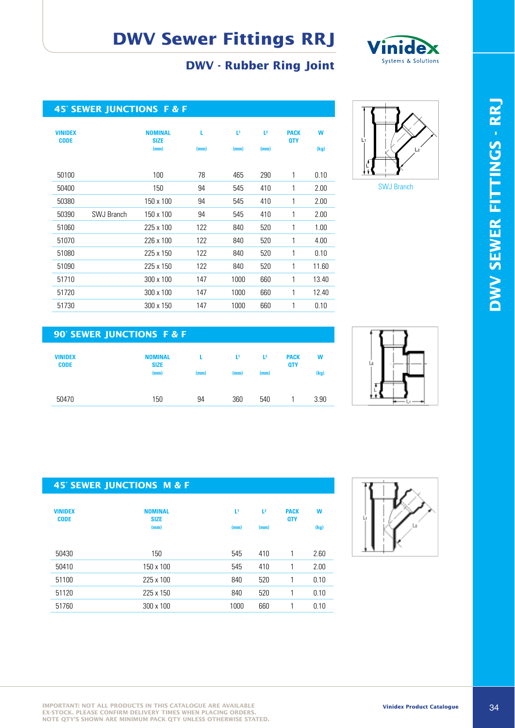# DWV Sewer Fittings RRJ

## DWV - Rubber Ring Joint

### 45° SEWER JUNCTIONS F & F

| VINIDEX CODE | | NOMINAL SIZE (mm) | L (mm) | L¹ (mm) | L² (mm) | PACK QTY | W (kg) |
|---|---|---|---|---|---|---|---|
| 50100 | | 100 | 78 | 465 | 290 | 1 | 0.10 |
| 50400 | | 150 | 94 | 545 | 410 | 1 | 2.00 |
| 50380 | | 150 x 100 | 94 | 545 | 410 | 1 | 2.00 |
| 50390 | SWJ Branch | 150 x 100 | 94 | 545 | 410 | 1 | 2.00 |
| 51060 | | 225 x 100 | 122 | 840 | 520 | 1 | 1.00 |
| 51070 | | 226 x 100 | 122 | 840 | 520 | 1 | 4.00 |
| 51080 | | 225 x 150 | 122 | 840 | 520 | 1 | 0.10 |
| 51090 | | 225 x 150 | 122 | 840 | 520 | 1 | 11.60 |
| 51710 | | 300 x 100 | 147 | 1000 | 660 | 1 | 13.40 |
| 51720 | | 300 x 100 | 147 | 1000 | 660 | 1 | 12.40 |
| 51730 | | 300 x 150 | 147 | 1000 | 660 | 1 | 0.10 |

SWJ Branch

### 90° SEWER JUNCTIONS F & F

| VINIDEX CODE | NOMINAL SIZE (mm) | L (mm) | L¹ (mm) | L² (mm) | PACK QTY | W (kg) |
|---|---|---|---|---|---|---|
| 50470 | 150 | 94 | 360 | 540 | 1 | 3.90 |

### 45° SEWER JUNCTIONS M & F

| VINIDEX CODE | NOMINAL SIZE (mm) | L¹ (mm) | L² (mm) | PACK QTY | W (kg) |
|---|---|---|---|---|---|
| 50430 | 150 | 545 | 410 | 1 | 2.60 |
| 50410 | 150 x 100 | 545 | 410 | 1 | 2.00 |
| 51100 | 225 x 100 | 840 | 520 | 1 | 0.10 |
| 51120 | 225 x 150 | 840 | 520 | 1 | 0.10 |
| 51760 | 300 x 100 | 1000 | 660 | 1 | 0.10 |

IMPORTANT: NOT ALL PRODUCTS IN THIS CATALOGUE ARE AVAILABLE EX-STOCK. PLEASE CONFIRM DELIVERY TIMES WHEN PLACING ORDERS. NOTE QTY'S SHOWN ARE MINIMUM PACK QTY UNLESS OTHERWISE STATED.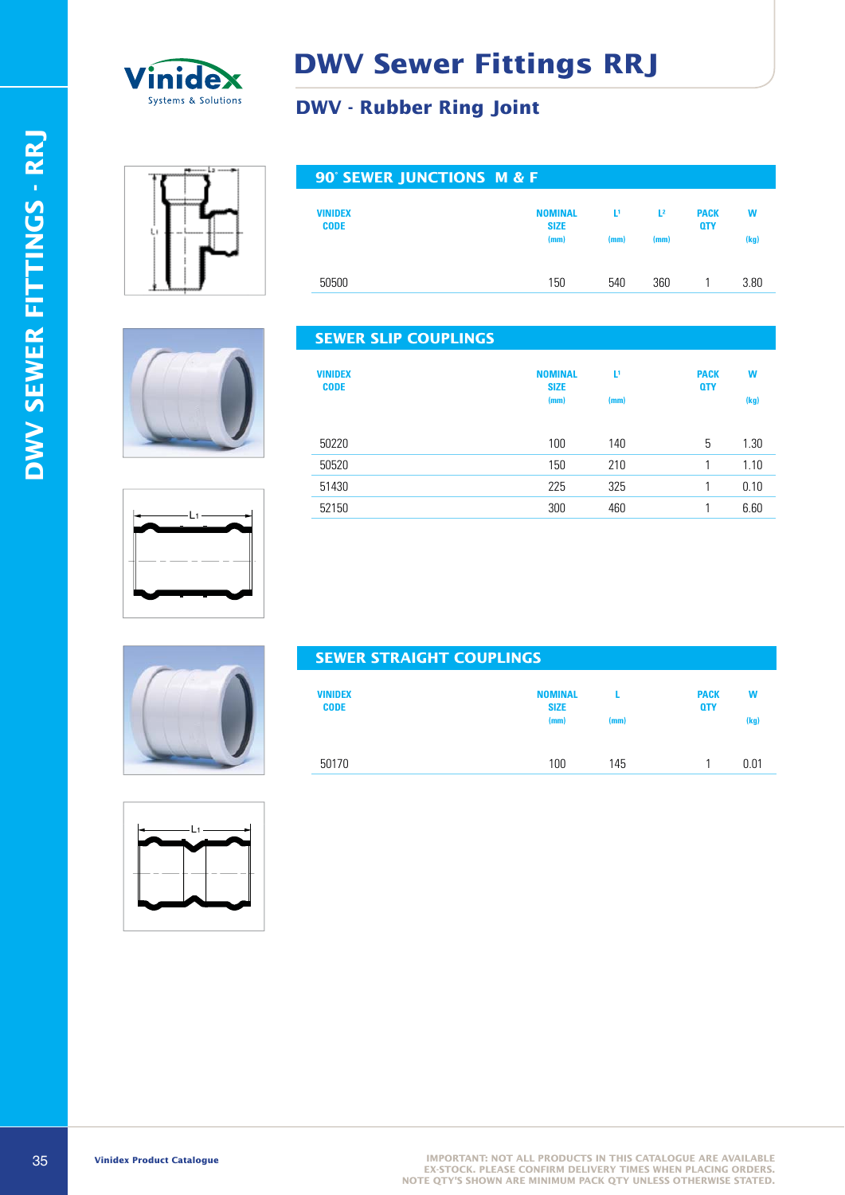# DWV Sewer Fittings RRJ

## DWV - Rubber Ring Joint

### 90° SEWER JUNCTIONS M & F

| VINIDEX CODE | NOMINAL SIZE (mm) | $L^1$ (mm) | $L^2$ (mm) | PACK QTY | W (kg) |
|---|---|---|---|---|---|
| 50500 | 150 | 540 | 360 | 1 | 3.80 |

### SEWER SLIP COUPLINGS

| VINIDEX CODE | NOMINAL SIZE (mm) | $L^1$ (mm) | PACK QTY | W (kg) |
|---|---|---|---|---|
| 50220 | 100 | 140 | 5 | 1.30 |
| 50520 | 150 | 210 | 1 | 1.10 |
| 51430 | 225 | 325 | 1 | 0.10 |
| 52150 | 300 | 460 | 1 | 6.60 |

### SEWER STRAIGHT COUPLINGS

| VINIDEX CODE | NOMINAL SIZE (mm) | L (mm) | PACK QTY | W (kg) |
|---|---|---|---|---|
| 50170 | 100 | 145 | 1 | 0.01 |

IMPORTANT: NOT ALL PRODUCTS IN THIS CATALOGUE ARE AVAILABLE EX-STOCK. PLEASE CONFIRM DELIVERY TIMES WHEN PLACING ORDERS. NOTE QTY'S SHOWN ARE MINIMUM PACK QTY UNLESS OTHERWISE STATED.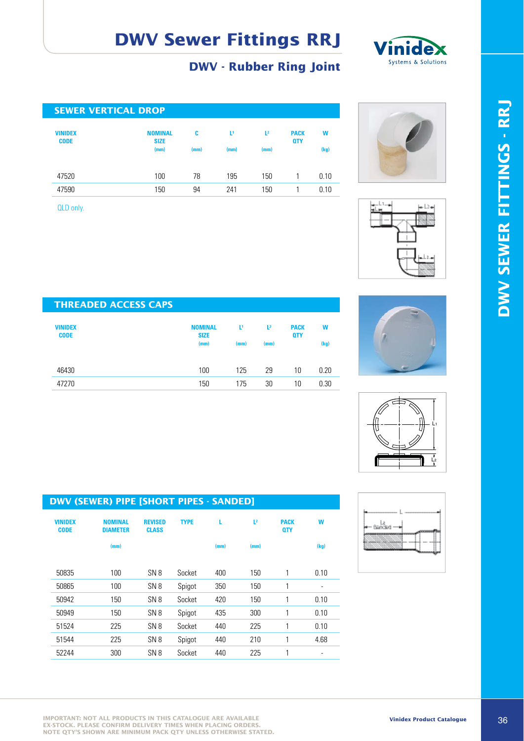# DWV Sewer Fittings RRJ

## DWV - Rubber Ring Joint

### SEWER VERTICAL DROP

| VINIDEX CODE | NOMINAL SIZE (mm) | C (mm) | $L^1$ (mm) | $L^2$ (mm) | PACK QTY | W (kg) |
|---|---|---|---|---|---|---|
| 47520 | 100 | 78 | 195 | 150 | 1 | 0.10 |
| 47590 | 150 | 94 | 241 | 150 | 1 | 0.10 |

QLD only.

### THREADED ACCESS CAPS

| VINIDEX CODE | NOMINAL SIZE (mm) | $L^1$ (mm) | $L^2$ (mm) | PACK QTY | W (kg) |
|---|---|---|---|---|---|
| 46430 | 100 | 125 | 29 | 10 | 0.20 |
| 47270 | 150 | 175 | 30 | 10 | 0.30 |

### DWV (SEWER) PIPE [SHORT PIPES - SANDED]

| VINIDEX CODE | NOMINAL DIAMETER (mm) | REVISED CLASS | TYPE | L (mm) | $L^2$ (mm) | PACK QTY | W (kg) |
|---|---|---|---|---|---|---|---|
| 50835 | 100 | SN 8 | Socket | 400 | 150 | 1 | 0.10 |
| 50865 | 100 | SN 8 | Spigot | 350 | 150 | 1 | - |
| 50942 | 150 | SN 8 | Socket | 420 | 150 | 1 | 0.10 |
| 50949 | 150 | SN 8 | Spigot | 435 | 300 | 1 | 0.10 |
| 51524 | 225 | SN 8 | Socket | 440 | 225 | 1 | 0.10 |
| 51544 | 225 | SN 8 | Spigot | 440 | 210 | 1 | 4.68 |
| 52244 | 300 | SN 8 | Socket | 440 | 225 | 1 | - |

IMPORTANT: NOT ALL PRODUCTS IN THIS CATALOGUE ARE AVAILABLE EX-STOCK. PLEASE CONFIRM DELIVERY TIMES WHEN PLACING ORDERS. NOTE QTY'S SHOWN ARE MINIMUM PACK QTY UNLESS OTHERWISE STATED.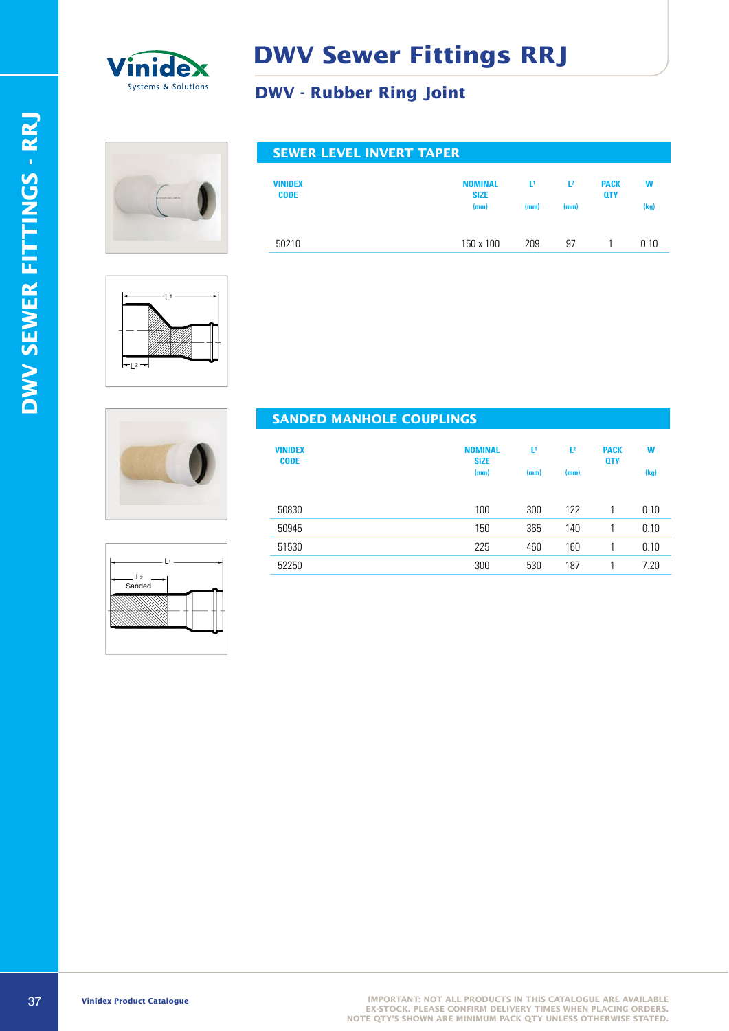# DWV Sewer Fittings RRJ

## DWV - Rubber Ring Joint

### SEWER LEVEL INVERT TAPER

| VINIDEX CODE | NOMINAL SIZE (mm) | $L^1$ (mm) | $L^2$ (mm) | PACK QTY | W (kg) |
|---|---|---|---|---|---|
| 50210 | 150 x 100 | 209 | 97 | 1 | 0.10 |

### SANDED MANHOLE COUPLINGS

| VINIDEX CODE | NOMINAL SIZE (mm) | $L^1$ (mm) | $L^2$ (mm) | PACK QTY | W (kg) |
|---|---|---|---|---|---|
| 50830 | 100 | 300 | 122 | 1 | 0.10 |
| 50945 | 150 | 365 | 140 | 1 | 0.10 |
| 51530 | 225 | 460 | 160 | 1 | 0.10 |
| 52250 | 300 | 530 | 187 | 1 | 7.20 |

IMPORTANT: NOT ALL PRODUCTS IN THIS CATALOGUE ARE AVAILABLE EX-STOCK. PLEASE CONFIRM DELIVERY TIMES WHEN PLACING ORDERS. NOTE QTY'S SHOWN ARE MINIMUM PACK QTY UNLESS OTHERWISE STATED.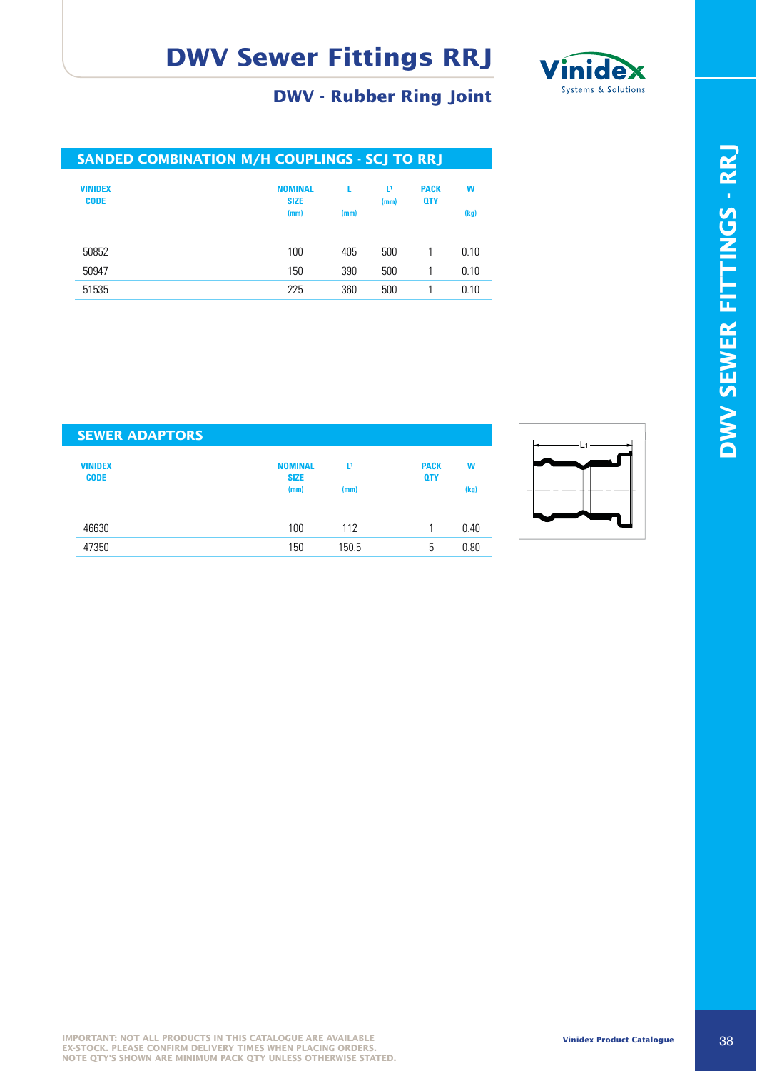# DWV Sewer Fittings RRJ

## DWV - Rubber Ring Joint

### SANDED COMBINATION M/H COUPLINGS - SCJ TO RRJ

| VINIDEX CODE | NOMINAL SIZE (mm) | L (mm) | L¹ (mm) | PACK QTY | W (kg) |
|---|---|---|---|---|---|
| 50852 | 100 | 405 | 500 | 1 | 0.10 |
| 50947 | 150 | 390 | 500 | 1 | 0.10 |
| 51535 | 225 | 360 | 500 | 1 | 0.10 |

### SEWER ADAPTORS

| VINIDEX CODE | NOMINAL SIZE (mm) | L¹ (mm) | PACK QTY | W (kg) |
|---|---|---|---|---|
| 46630 | 100 | 112 | 1 | 0.40 |
| 47350 | 150 | 150.5 | 5 | 0.80 |

IMPORTANT: NOT ALL PRODUCTS IN THIS CATALOGUE ARE AVAILABLE EX-STOCK. PLEASE CONFIRM DELIVERY TIMES WHEN PLACING ORDERS. NOTE QTY'S SHOWN ARE MINIMUM PACK QTY UNLESS OTHERWISE STATED.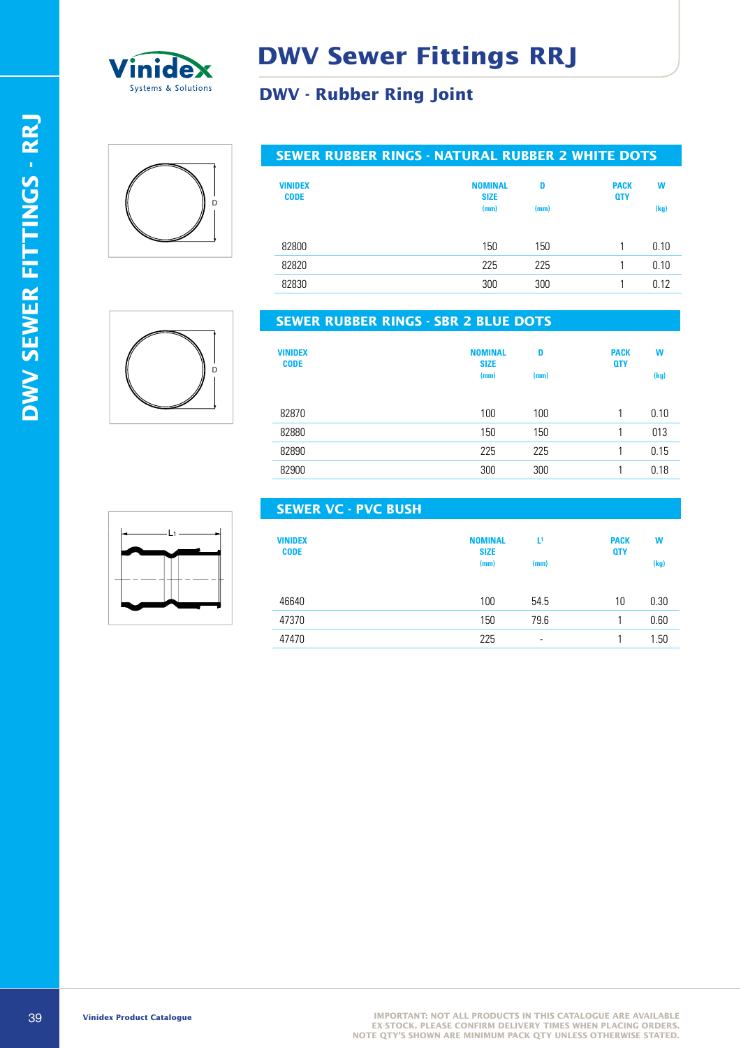# DWV Sewer Fittings RRJ

## DWV - Rubber Ring Joint

### SEWER RUBBER RINGS - NATURAL RUBBER 2 WHITE DOTS

| VINIDEX CODE | NOMINAL SIZE (mm) | D (mm) | PACK QTY | W (kg) |
|---|---|---|---|---|
| 82800 | 150 | 150 | 1 | 0.10 |
| 82820 | 225 | 225 | 1 | 0.10 |
| 82830 | 300 | 300 | 1 | 0.12 |

### SEWER RUBBER RINGS - SBR 2 BLUE DOTS

| VINIDEX CODE | NOMINAL SIZE (mm) | D (mm) | PACK QTY | W (kg) |
|---|---|---|---|---|
| 82870 | 100 | 100 | 1 | 0.10 |
| 82880 | 150 | 150 | 1 | 013 |
| 82890 | 225 | 225 | 1 | 0.15 |
| 82900 | 300 | 300 | 1 | 0.18 |

### SEWER VC - PVC BUSH

| VINIDEX CODE | NOMINAL SIZE (mm) | $L^1$ (mm) | PACK QTY | W (kg) |
|---|---|---|---|---|
| 46640 | 100 | 54.5 | 10 | 0.30 |
| 47370 | 150 | 79.6 | 1 | 0.60 |
| 47470 | 225 | - | 1 | 1.50 |

IMPORTANT: NOT ALL PRODUCTS IN THIS CATALOGUE ARE AVAILABLE EX-STOCK. PLEASE CONFIRM DELIVERY TIMES WHEN PLACING ORDERS. NOTE QTY'S SHOWN ARE MINIMUM PACK QTY UNLESS OTHERWISE STATED.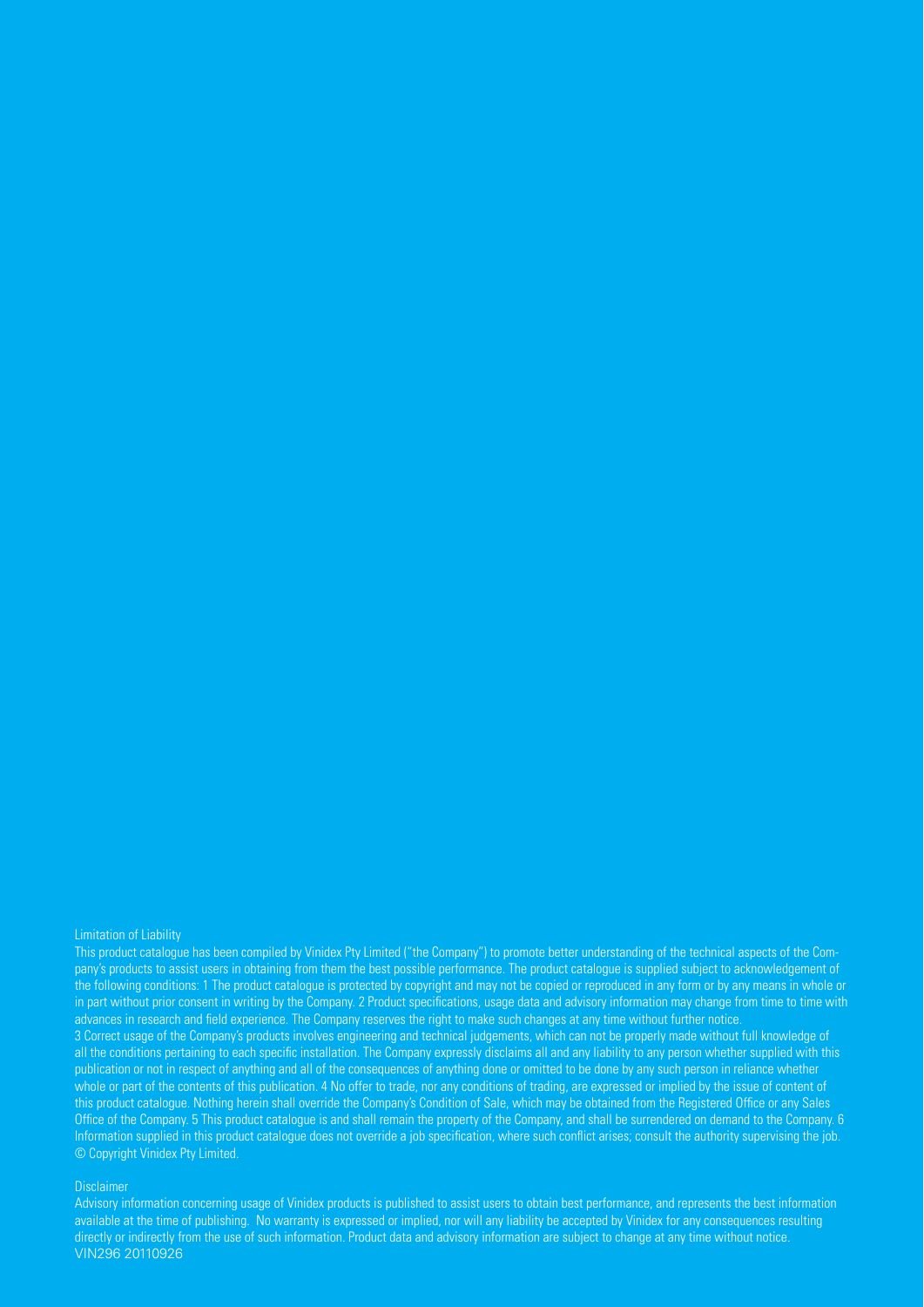## Limitation of Liability

This product catalogue has been compiled by Vinidex Pty Limited ("the Company") to promote better understanding of the technical aspects of the Company's products to assist users in obtaining from them the best possible performance. The product catalogue is supplied subject to acknowledgement of the following conditions: 1 The product catalogue is protected by copyright and may not be copied or reproduced in any form or by any means in whole or in part without prior consent in writing by the Company. 2 Product specifications, usage data and advisory information may change from time to time with advances in research and field experience. The Company reserves the right to make such changes at any time without further notice.
3 Correct usage of the Company's products involves engineering and technical judgements, which can not be properly made without full knowledge of all the conditions pertaining to each specific installation. The Company expressly disclaims all and any liability to any person whether supplied with this publication or not in respect of anything and all of the consequences of anything done or omitted to be done by any such person in reliance whether whole or part of the contents of this publication. 4 No offer to trade, nor any conditions of trading, are expressed or implied by the issue of content of this product catalogue. Nothing herein shall override the Company's Condition of Sale, which may be obtained from the Registered Office or any Sales Office of the Company. 5 This product catalogue is and shall remain the property of the Company, and shall be surrendered on demand to the Company. 6 Information supplied in this product catalogue does not override a job specification, where such conflict arises; consult the authority supervising the job.
© Copyright Vinidex Pty Limited.

## Disclaimer

Advisory information concerning usage of Vinidex products is published to assist users to obtain best performance, and represents the best information available at the time of publishing. No warranty is expressed or implied, nor will any liability be accepted by Vinidex for any consequences resulting directly or indirectly from the use of such information. Product data and advisory information are subject to change at any time without notice.
VIN296 20110926